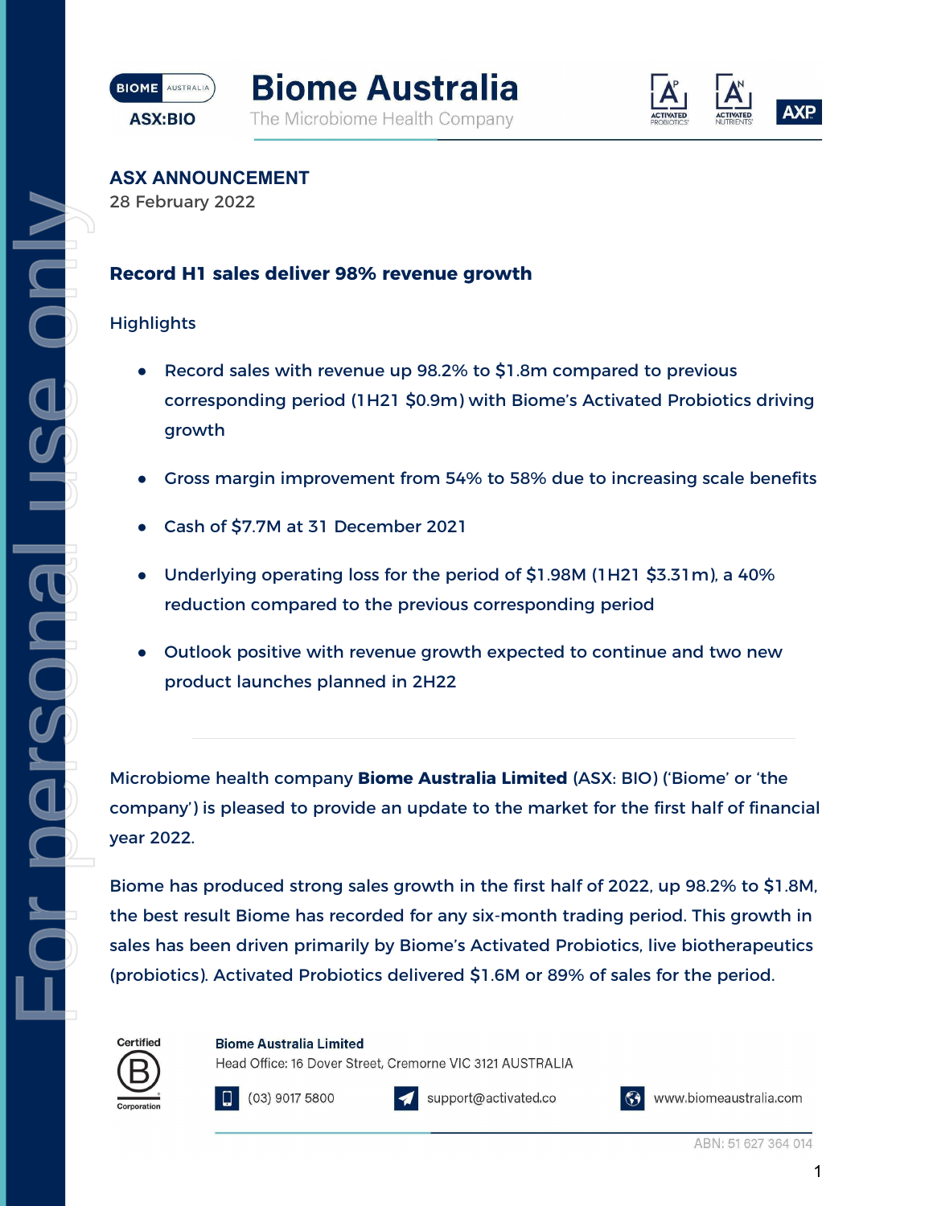# Biome Australia

The Microbiome Health Company

ASX:BIO

**ASX ANNOUNCEMENT**
28 February 2022

## Record H1 sales deliver 98% revenue growth

Highlights

- Record sales with revenue up 98.2% to $1.8m compared to previous corresponding period (1H21 $0.9m) with Biome's Activated Probiotics driving growth
- Gross margin improvement from 54% to 58% due to increasing scale benefits
- Cash of $7.7M at 31 December 2021
- Underlying operating loss for the period of $1.98M (1H21 $3.31m), a 40% reduction compared to the previous corresponding period
- Outlook positive with revenue growth expected to continue and two new product launches planned in 2H22

---

Microbiome health company **Biome Australia Limited** (ASX: BIO) ('Biome' or 'the company') is pleased to provide an update to the market for the first half of financial year 2022.

Biome has produced strong sales growth in the first half of 2022, up 98.2% to $1.8M, the best result Biome has recorded for any six-month trading period. This growth in sales has been driven primarily by Biome's Activated Probiotics, live biotherapeutics (probiotics). Activated Probiotics delivered $1.6M or 89% of sales for the period.

**Biome Australia Limited**
Head Office: 16 Dover Street, Cremorne VIC 3121 AUSTRALIA
(03) 9017 5800 | support@activated.co | www.biomeaustralia.com
ABN: 51 627 364 014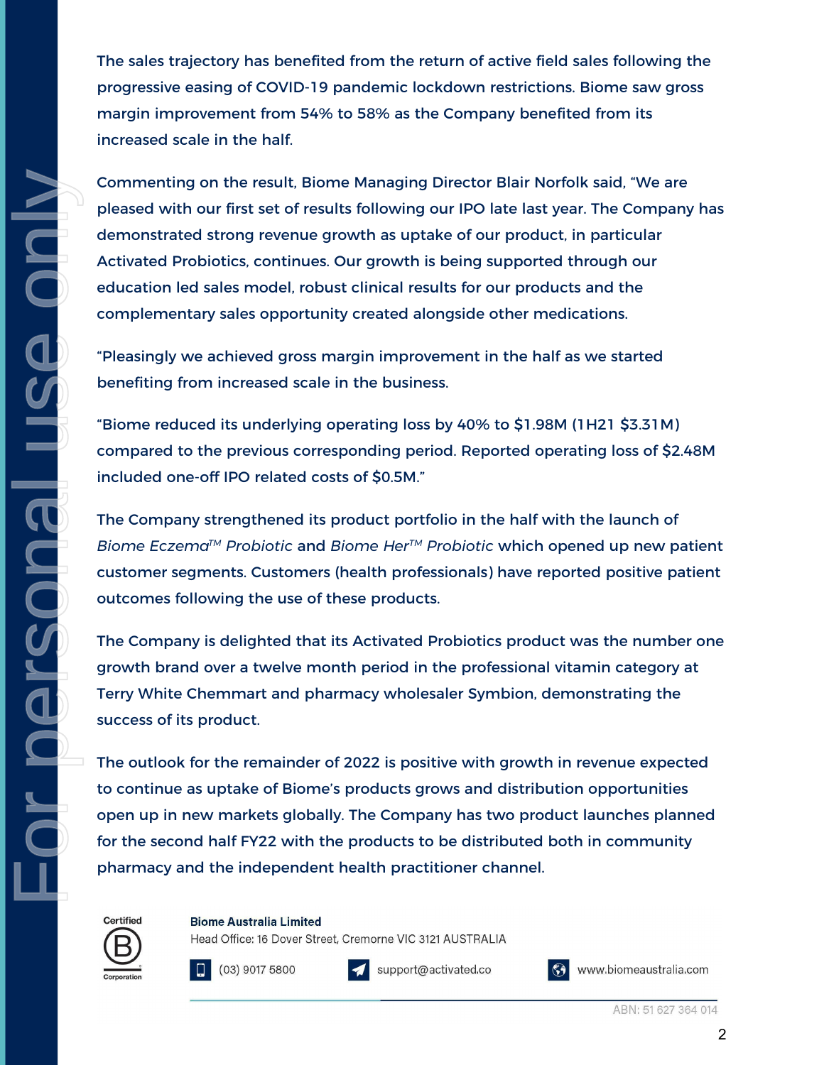The sales trajectory has benefited from the return of active field sales following the progressive easing of COVID-19 pandemic lockdown restrictions. Biome saw gross margin improvement from 54% to 58% as the Company benefited from its increased scale in the half.

Commenting on the result, Biome Managing Director Blair Norfolk said, "We are pleased with our first set of results following our IPO late last year. The Company has demonstrated strong revenue growth as uptake of our product, in particular Activated Probiotics, continues. Our growth is being supported through our education led sales model, robust clinical results for our products and the complementary sales opportunity created alongside other medications.

"Pleasingly we achieved gross margin improvement in the half as we started benefiting from increased scale in the business.

"Biome reduced its underlying operating loss by 40% to $1.98M (1H21 $3.31M) compared to the previous corresponding period. Reported operating loss of $2.48M included one-off IPO related costs of $0.5M."

The Company strengthened its product portfolio in the half with the launch of *Biome Eczema™ Probiotic* and *Biome Her™ Probiotic* which opened up new patient customer segments. Customers (health professionals) have reported positive patient outcomes following the use of these products.

The Company is delighted that its Activated Probiotics product was the number one growth brand over a twelve month period in the professional vitamin category at Terry White Chemmart and pharmacy wholesaler Symbion, demonstrating the success of its product.

The outlook for the remainder of 2022 is positive with growth in revenue expected to continue as uptake of Biome's products grows and distribution opportunities open up in new markets globally. The Company has two product launches planned for the second half FY22 with the products to be distributed both in community pharmacy and the independent health practitioner channel.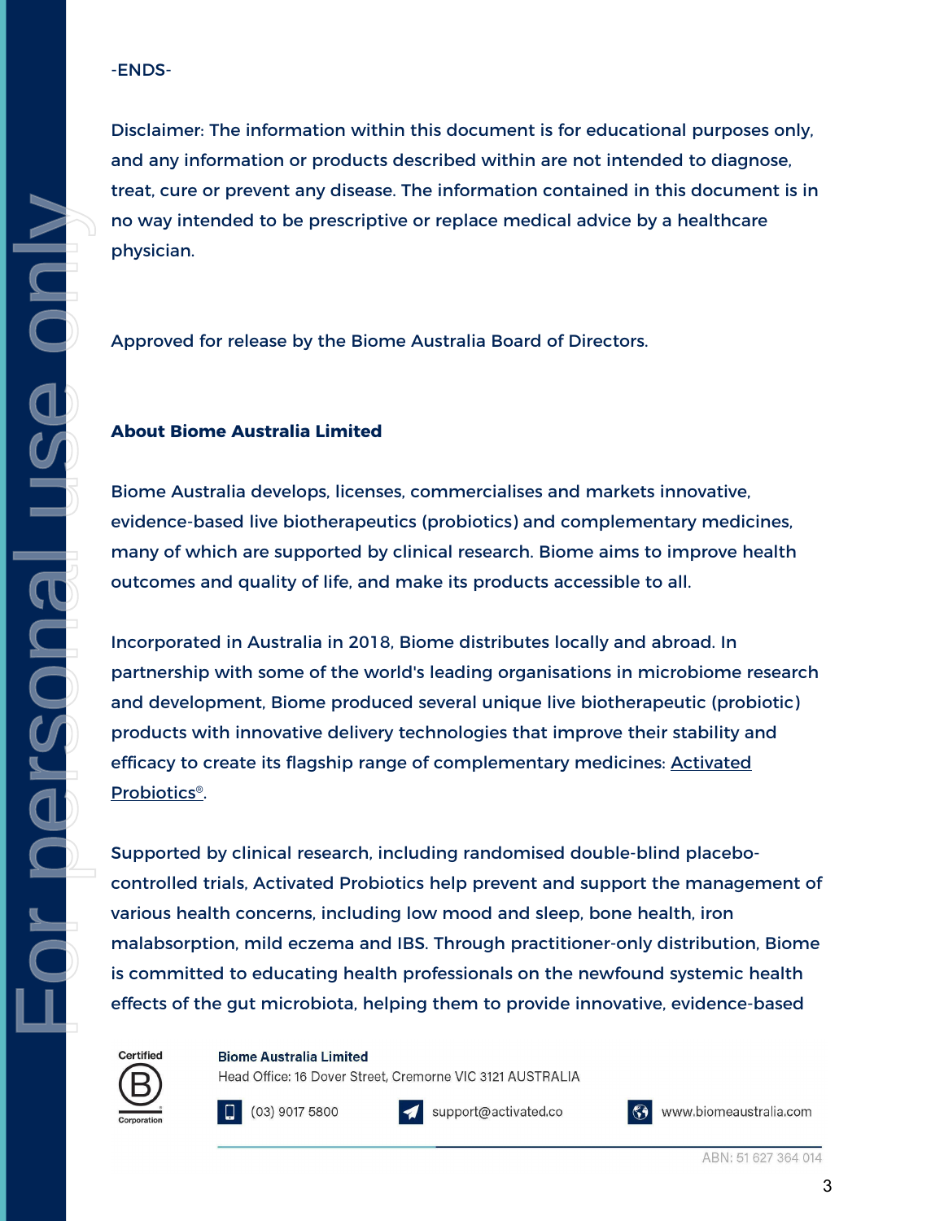-ENDS-

Disclaimer: The information within this document is for educational purposes only, and any information or products described within are not intended to diagnose, treat, cure or prevent any disease. The information contained in this document is in no way intended to be prescriptive or replace medical advice by a healthcare physician.

Approved for release by the Biome Australia Board of Directors.

**About Biome Australia Limited**

Biome Australia develops, licenses, commercialises and markets innovative, evidence-based live biotherapeutics (probiotics) and complementary medicines, many of which are supported by clinical research. Biome aims to improve health outcomes and quality of life, and make its products accessible to all.

Incorporated in Australia in 2018, Biome distributes locally and abroad. In partnership with some of the world's leading organisations in microbiome research and development, Biome produced several unique live biotherapeutic (probiotic) products with innovative delivery technologies that improve their stability and efficacy to create its flagship range of complementary medicines: Activated Probiotics®.

Supported by clinical research, including randomised double-blind placebo-controlled trials, Activated Probiotics help prevent and support the management of various health concerns, including low mood and sleep, bone health, iron malabsorption, mild eczema and IBS. Through practitioner-only distribution, Biome is committed to educating health professionals on the newfound systemic health effects of the gut microbiota, helping them to provide innovative, evidence-based

Certified B Corporation

**Biome Australia Limited**
Head Office: 16 Dover Street, Cremorne VIC 3121 AUSTRALIA

(03) 9017 5800 | support@activated.co | www.biomeaustralia.com

ABN: 51 627 364 014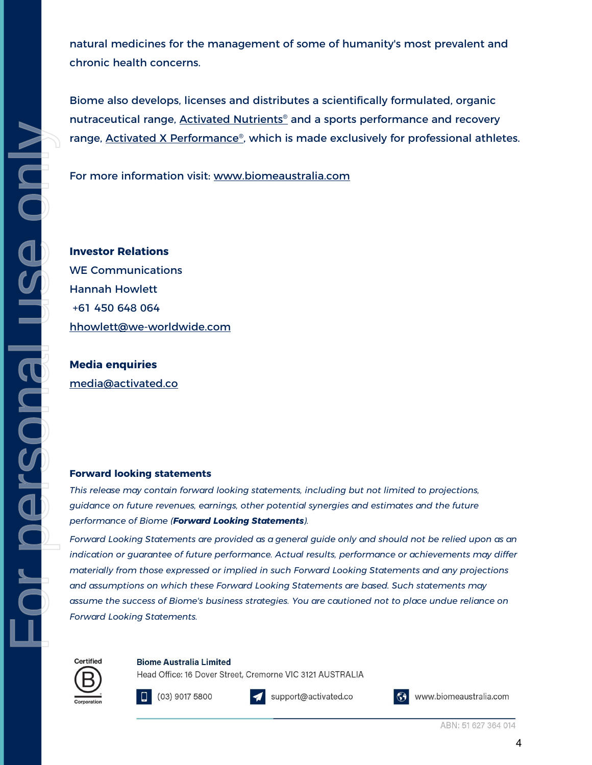natural medicines for the management of some of humanity's most prevalent and chronic health concerns.

Biome also develops, licenses and distributes a scientifically formulated, organic nutraceutical range, Activated Nutrients® and a sports performance and recovery range, Activated X Performance®, which is made exclusively for professional athletes.

For more information visit: www.biomeaustralia.com

**Investor Relations**
WE Communications
Hannah Howlett
+61 450 648 064
hhowlett@we-worldwide.com

**Media enquiries**
media@activated.co

**Forward looking statements**

*This release may contain forward looking statements, including but not limited to projections, guidance on future revenues, earnings, other potential synergies and estimates and the future performance of Biome (**Forward Looking Statements**).*

*Forward Looking Statements are provided as a general guide only and should not be relied upon as an indication or guarantee of future performance. Actual results, performance or achievements may differ materially from those expressed or implied in such Forward Looking Statements and any projections and assumptions on which these Forward Looking Statements are based. Such statements may assume the success of Biome's business strategies. You are cautioned not to place undue reliance on Forward Looking Statements.*

Certified B Corporation

**Biome Australia Limited**
Head Office: 16 Dover Street, Cremorne VIC 3121 AUSTRALIA

(03) 9017 5800 | support@activated.co | www.biomeaustralia.com

ABN: 51 627 364 014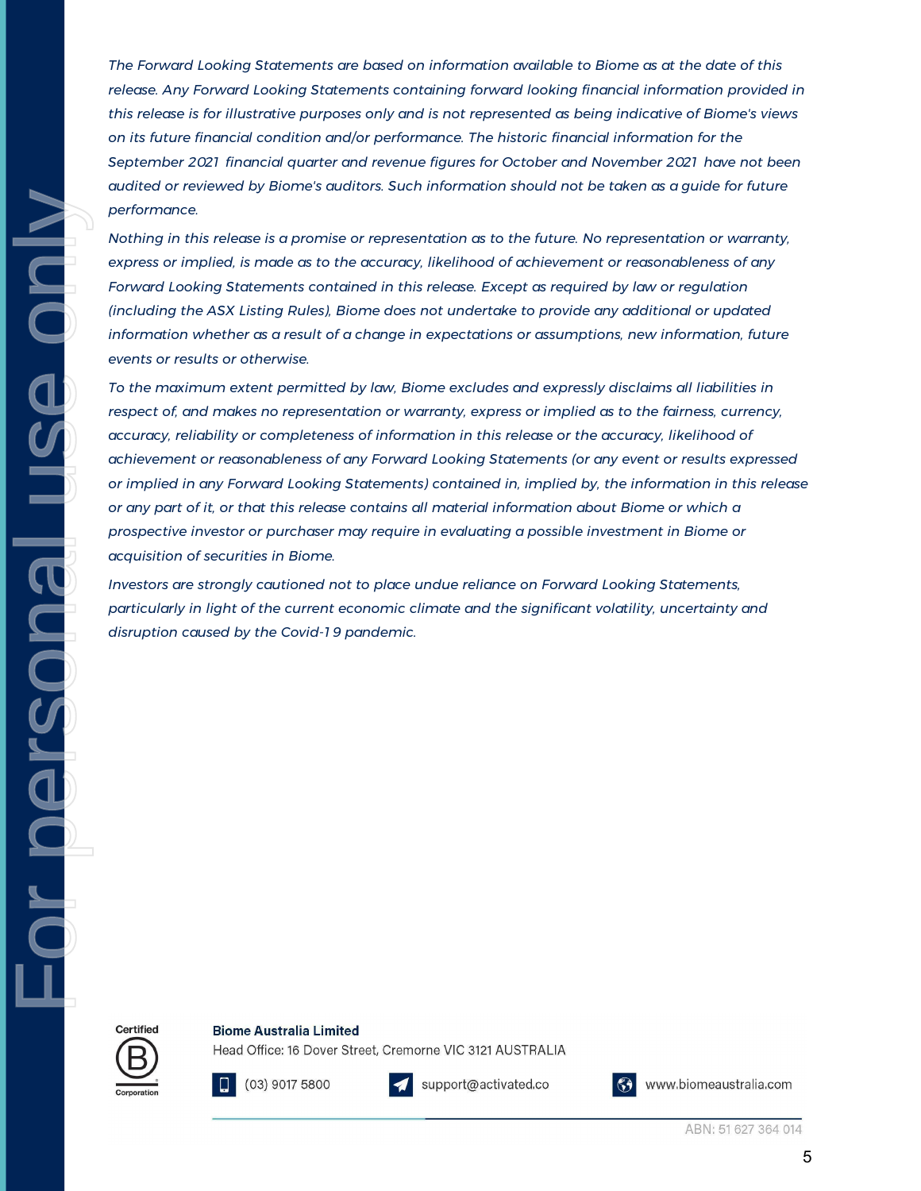*The Forward Looking Statements are based on information available to Biome as at the date of this release. Any Forward Looking Statements containing forward looking financial information provided in this release is for illustrative purposes only and is not represented as being indicative of Biome's views on its future financial condition and/or performance. The historic financial information for the September 2021 financial quarter and revenue figures for October and November 2021 have not been audited or reviewed by Biome's auditors. Such information should not be taken as a guide for future performance.*

*Nothing in this release is a promise or representation as to the future. No representation or warranty, express or implied, is made as to the accuracy, likelihood of achievement or reasonableness of any Forward Looking Statements contained in this release. Except as required by law or regulation (including the ASX Listing Rules), Biome does not undertake to provide any additional or updated information whether as a result of a change in expectations or assumptions, new information, future events or results or otherwise.*

*To the maximum extent permitted by law, Biome excludes and expressly disclaims all liabilities in respect of, and makes no representation or warranty, express or implied as to the fairness, currency, accuracy, reliability or completeness of information in this release or the accuracy, likelihood of achievement or reasonableness of any Forward Looking Statements (or any event or results expressed or implied in any Forward Looking Statements) contained in, implied by, the information in this release or any part of it, or that this release contains all material information about Biome or which a prospective investor or purchaser may require in evaluating a possible investment in Biome or acquisition of securities in Biome.*

*Investors are strongly cautioned not to place undue reliance on Forward Looking Statements, particularly in light of the current economic climate and the significant volatility, uncertainty and disruption caused by the Covid-19 pandemic.*

**Biome Australia Limited**
Head Office: 16 Dover Street, Cremorne VIC 3121 AUSTRALIA

(03) 9017 5800 | support@activated.co | www.biomeaustralia.com

ABN: 51 627 364 014